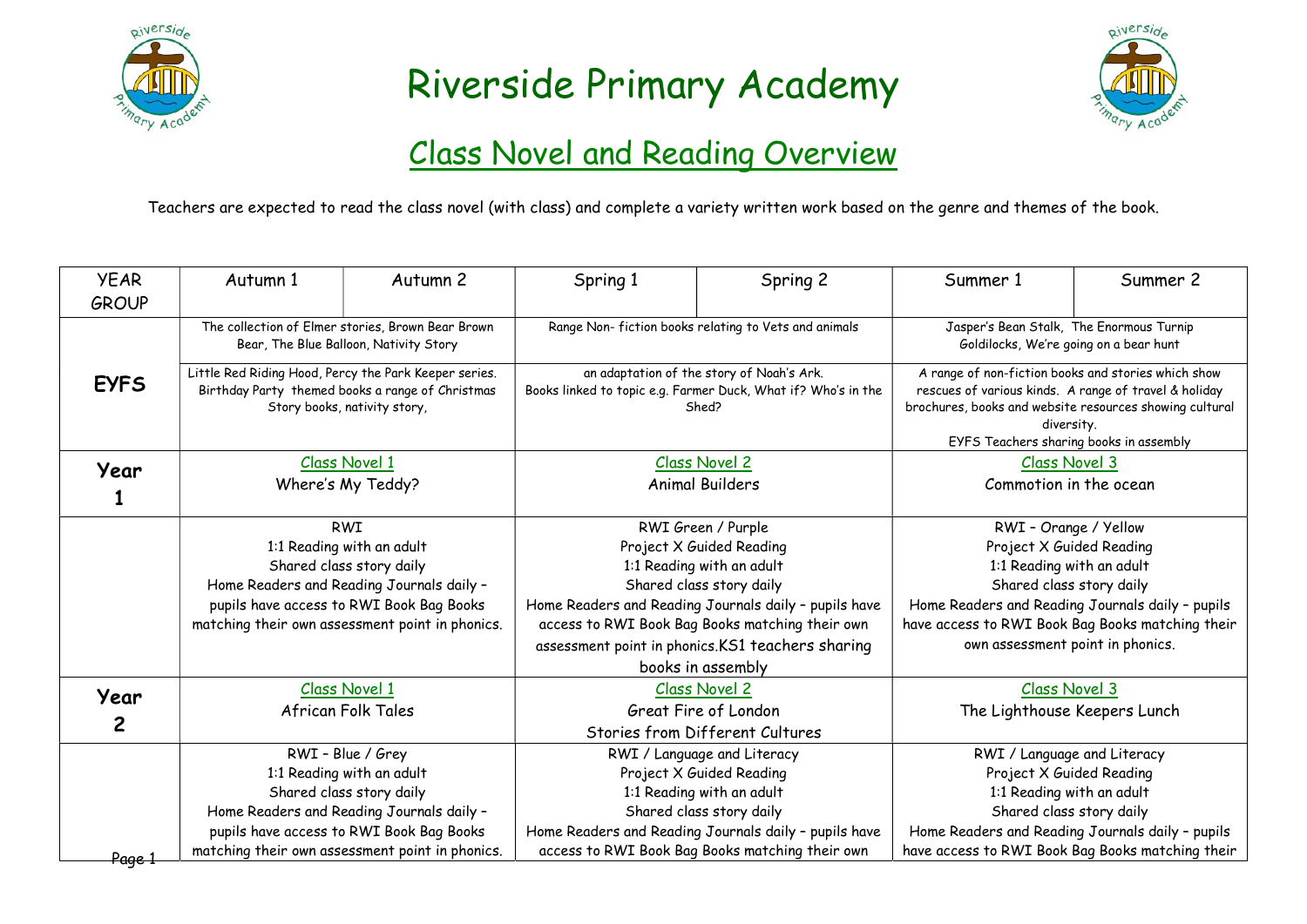# Riverside Primary Academy

## Class Novel and Reading Overview

Teachers are expected to read the class novel (with class) and complete a variety written work based on the genre and themes of the book.

| YEAR GROUP | Autumn 1 | Autumn 2 | Spring 1 | Spring 2 | Summer 1 | Summer 2 |
|---|---|---|---|---|---|---|
| **EYFS** | The collection of Elmer stories, Brown Bear Brown Bear, The Blue Balloon, Nativity Story | | Range Non- fiction books relating to Vets and animals | | Jasper's Bean Stalk, The Enormous Turnip Goldilocks, We're going on a bear hunt | |
| | Little Red Riding Hood, Percy the Park Keeper series. Birthday Party themed books a range of Christmas Story books, nativity story, | | an adaptation of the story of Noah's Ark. Books linked to topic e.g. Farmer Duck, What if? Who's in the Shed? | | A range of non-fiction books and stories which show rescues of various kinds. A range of travel & holiday brochures, books and website resources showing cultural diversity. EYFS Teachers sharing books in assembly | |
| **Year 1** | Class Novel 1<br>Where's My Teddy? | | Class Novel 2<br>Animal Builders | | Class Novel 3<br>Commotion in the ocean | |
| | RWI<br>1:1 Reading with an adult<br>Shared class story daily<br>Home Readers and Reading Journals daily – pupils have access to RWI Book Bag Books matching their own assessment point in phonics. | | RWI Green / Purple<br>Project X Guided Reading<br>1:1 Reading with an adult<br>Shared class story daily<br>Home Readers and Reading Journals daily – pupils have access to RWI Book Bag Books matching their own assessment point in phonics.KS1 teachers sharing books in assembly | | RWI – Orange / Yellow<br>Project X Guided Reading<br>1:1 Reading with an adult<br>Shared class story daily<br>Home Readers and Reading Journals daily – pupils have access to RWI Book Bag Books matching their own assessment point in phonics. | |
| **Year 2** | Class Novel 1<br>African Folk Tales | | Class Novel 2<br>Great Fire of London<br>Stories from Different Cultures | | Class Novel 3<br>The Lighthouse Keepers Lunch | |
| | RWI – Blue / Grey<br>1:1 Reading with an adult<br>Shared class story daily<br>Home Readers and Reading Journals daily – pupils have access to RWI Book Bag Books matching their own assessment point in phonics. | | RWI / Language and Literacy<br>Project X Guided Reading<br>1:1 Reading with an adult<br>Shared class story daily<br>Home Readers and Reading Journals daily – pupils have access to RWI Book Bag Books matching their own | | RWI / Language and Literacy<br>Project X Guided Reading<br>1:1 Reading with an adult<br>Shared class story daily<br>Home Readers and Reading Journals daily – pupils have access to RWI Book Bag Books matching their | |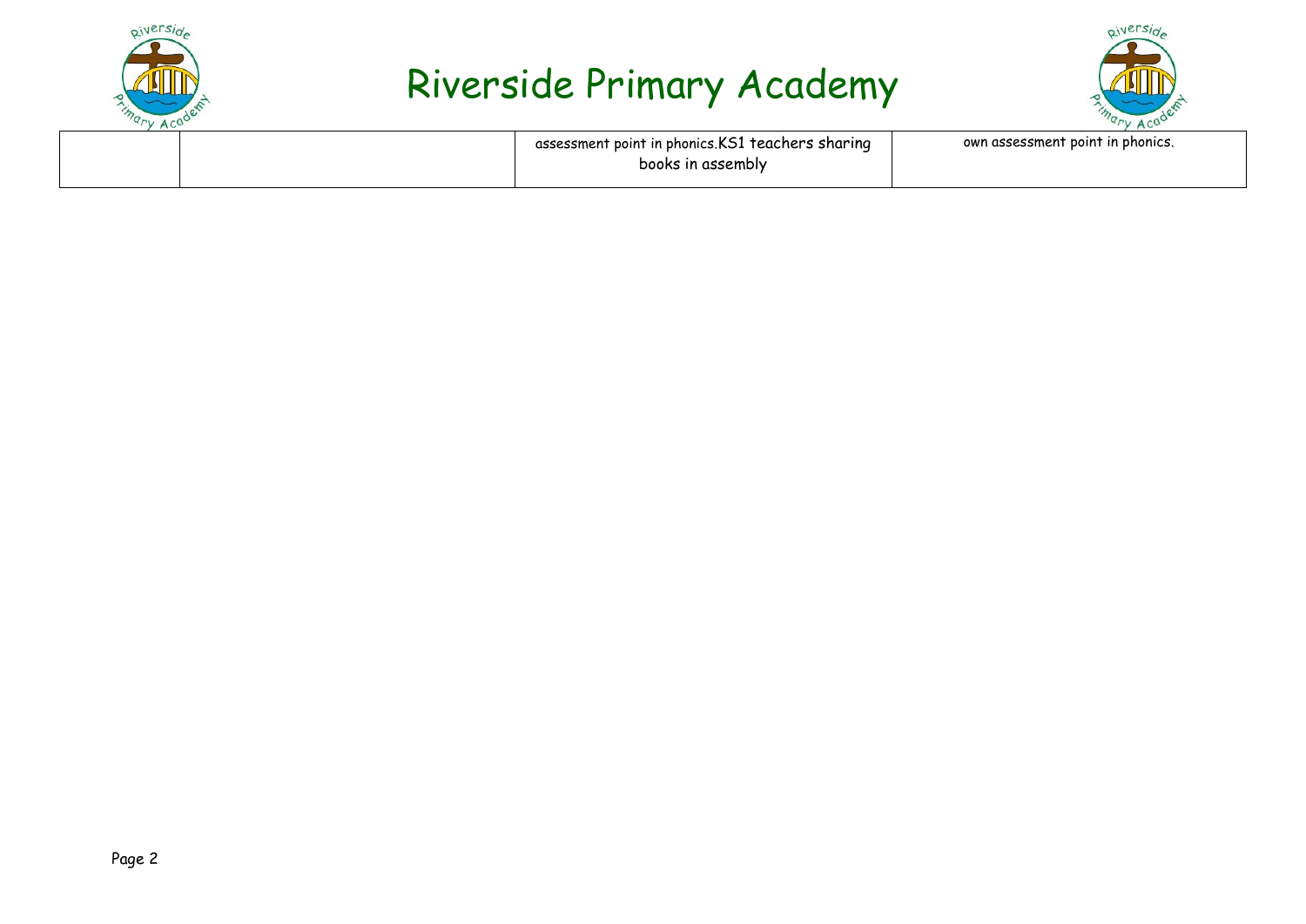# Riverside Primary Academy

| | | | |
|---|---|---|---|
| | | assessment point in phonics.KS1 teachers sharing books in assembly | own assessment point in phonics. |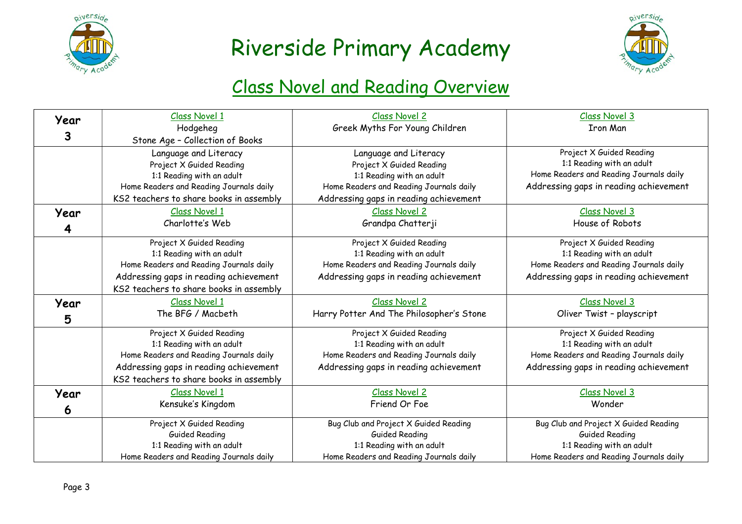# Riverside Primary Academy

## Class Novel and Reading Overview

| | | | |
|---|---|---|---|
| **Year 3** | Class Novel 1<br>Hodgeheg<br>Stone Age – Collection of Books | Class Novel 2<br>Greek Myths For Young Children | Class Novel 3<br>Iron Man |
| | Language and Literacy<br>Project X Guided Reading<br>1:1 Reading with an adult<br>Home Readers and Reading Journals daily<br>KS2 teachers to share books in assembly | Language and Literacy<br>Project X Guided Reading<br>1:1 Reading with an adult<br>Home Readers and Reading Journals daily<br>Addressing gaps in reading achievement | Project X Guided Reading<br>1:1 Reading with an adult<br>Home Readers and Reading Journals daily<br>Addressing gaps in reading achievement |
| **Year 4** | Class Novel 1<br>Charlotte's Web | Class Novel 2<br>Grandpa Chatterji | Class Novel 3<br>House of Robots |
| | Project X Guided Reading<br>1:1 Reading with an adult<br>Home Readers and Reading Journals daily<br>Addressing gaps in reading achievement<br>KS2 teachers to share books in assembly | Project X Guided Reading<br>1:1 Reading with an adult<br>Home Readers and Reading Journals daily<br>Addressing gaps in reading achievement | Project X Guided Reading<br>1:1 Reading with an adult<br>Home Readers and Reading Journals daily<br>Addressing gaps in reading achievement |
| **Year 5** | Class Novel 1<br>The BFG / Macbeth | Class Novel 2<br>Harry Potter And The Philosopher's Stone | Class Novel 3<br>Oliver Twist – playscript |
| | Project X Guided Reading<br>1:1 Reading with an adult<br>Home Readers and Reading Journals daily<br>Addressing gaps in reading achievement<br>KS2 teachers to share books in assembly | Project X Guided Reading<br>1:1 Reading with an adult<br>Home Readers and Reading Journals daily<br>Addressing gaps in reading achievement | Project X Guided Reading<br>1:1 Reading with an adult<br>Home Readers and Reading Journals daily<br>Addressing gaps in reading achievement |
| **Year 6** | Class Novel 1<br>Kensuke's Kingdom | Class Novel 2<br>Friend Or Foe | Class Novel 3<br>Wonder |
| | Project X Guided Reading<br>Guided Reading<br>1:1 Reading with an adult<br>Home Readers and Reading Journals daily | Bug Club and Project X Guided Reading<br>Guided Reading<br>1:1 Reading with an adult<br>Home Readers and Reading Journals daily | Bug Club and Project X Guided Reading<br>Guided Reading<br>1:1 Reading with an adult<br>Home Readers and Reading Journals daily |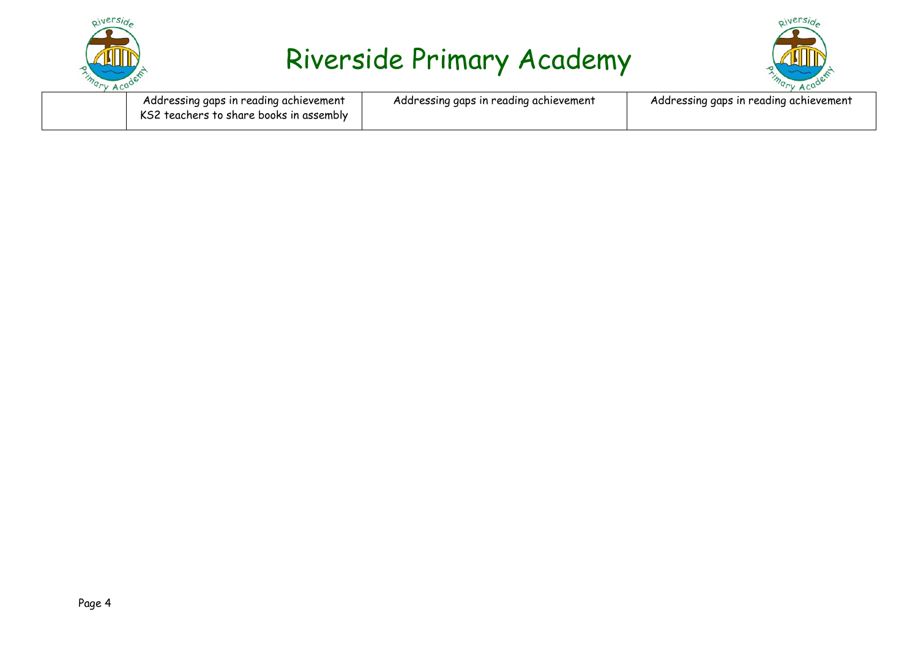# Riverside Primary Academy

| | | | |
|---|---|---|---|
| | Addressing gaps in reading achievement<br>KS2 teachers to share books in assembly | Addressing gaps in reading achievement | Addressing gaps in reading achievement |